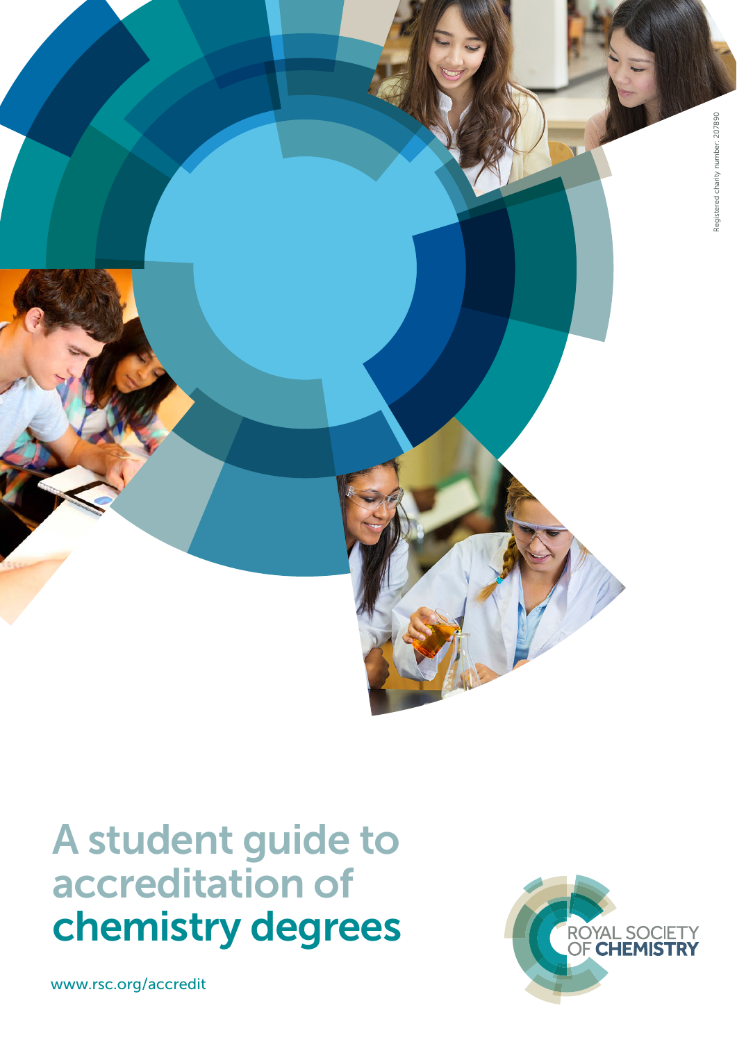Registered charity number: 207890

# A student guide to accreditation of chemistry degrees

www.rsc.org/accredit

ROYAL SOCIETY OF **CHEMISTRY**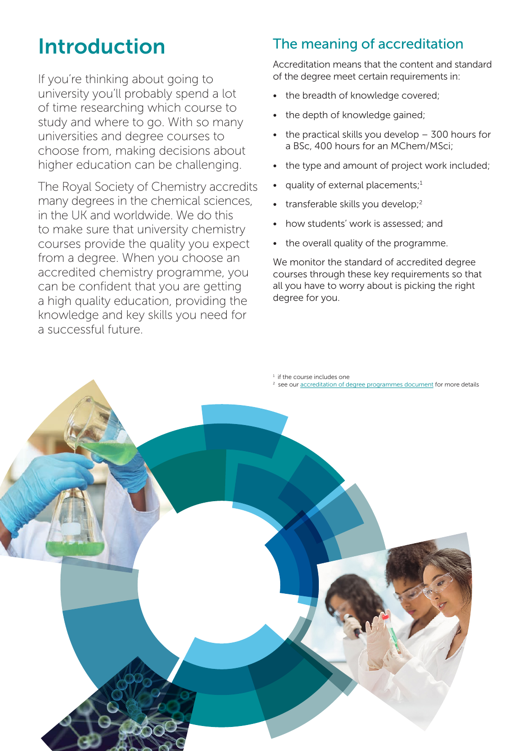# Introduction

If you're thinking about going to university you'll probably spend a lot of time researching which course to study and where to go. With so many universities and degree courses to choose from, making decisions about higher education can be challenging.

The Royal Society of Chemistry accredits many degrees in the chemical sciences, in the UK and worldwide. We do this to make sure that university chemistry courses provide the quality you expect from a degree. When you choose an accredited chemistry programme, you can be confident that you are getting a high quality education, providing the knowledge and key skills you need for a successful future.

## The meaning of accreditation

Accreditation means that the content and standard of the degree meet certain requirements in:

- the breadth of knowledge covered;
- the depth of knowledge gained;
- the practical skills you develop – 300 hours for a BSc, 400 hours for an MChem/MSci;
- the type and amount of project work included;
- quality of external placements;[1]
- transferable skills you develop;[2]
- how students' work is assessed; and
- the overall quality of the programme.

We monitor the standard of accredited degree courses through these key requirements so that all you have to worry about is picking the right degree for you.

[1] if the course includes one
[2] see our accreditation of degree programmes document for more details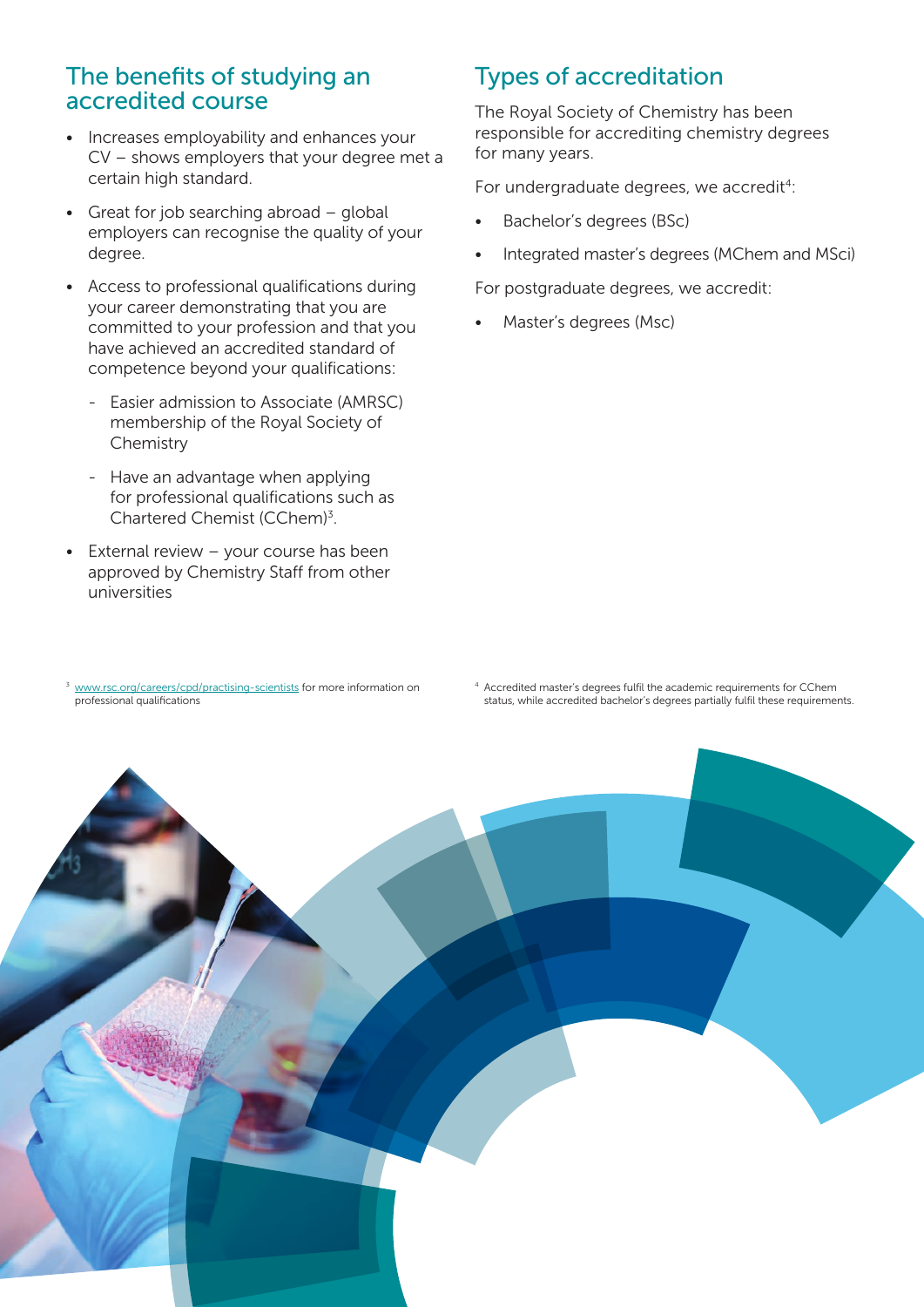## The benefits of studying an accredited course

- Increases employability and enhances your CV – shows employers that your degree met a certain high standard.
- Great for job searching abroad – global employers can recognise the quality of your degree.
- Access to professional qualifications during your career demonstrating that you are committed to your profession and that you have achieved an accredited standard of competence beyond your qualifications:
  - Easier admission to Associate (AMRSC) membership of the Royal Society of Chemistry
  - Have an advantage when applying for professional qualifications such as Chartered Chemist (CChem)[3].
- External review – your course has been approved by Chemistry Staff from other universities

[3] www.rsc.org/careers/cpd/practising-scientists for more information on professional qualifications

## Types of accreditation

The Royal Society of Chemistry has been responsible for accrediting chemistry degrees for many years.

For undergraduate degrees, we accredit[4]:

- Bachelor's degrees (BSc)
- Integrated master's degrees (MChem and MSci)

For postgraduate degrees, we accredit:

- Master's degrees (Msc)

[4] Accredited master's degrees fulfil the academic requirements for CChem status, while accredited bachelor's degrees partially fulfil these requirements.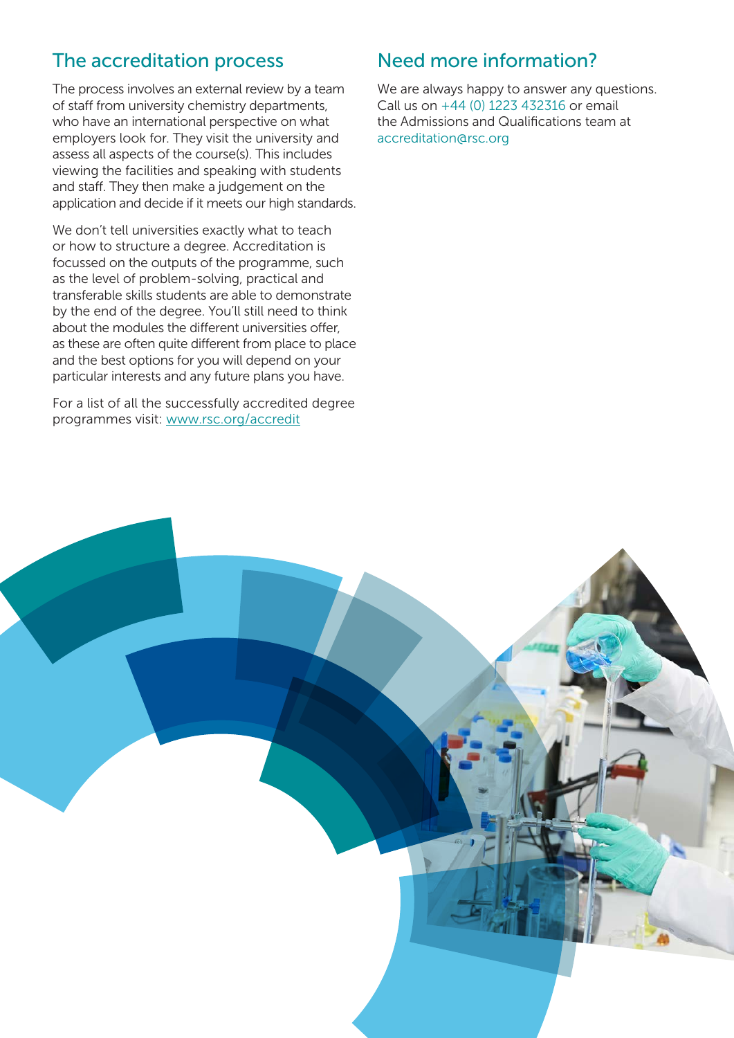## The accreditation process

The process involves an external review by a team of staff from university chemistry departments, who have an international perspective on what employers look for. They visit the university and assess all aspects of the course(s). This includes viewing the facilities and speaking with students and staff. They then make a judgement on the application and decide if it meets our high standards.

We don't tell universities exactly what to teach or how to structure a degree. Accreditation is focussed on the outputs of the programme, such as the level of problem-solving, practical and transferable skills students are able to demonstrate by the end of the degree. You'll still need to think about the modules the different universities offer, as these are often quite different from place to place and the best options for you will depend on your particular interests and any future plans you have.

For a list of all the successfully accredited degree programmes visit: www.rsc.org/accredit

## Need more information?

We are always happy to answer any questions. Call us on +44 (0) 1223 432316 or email the Admissions and Qualifications team at accreditation@rsc.org